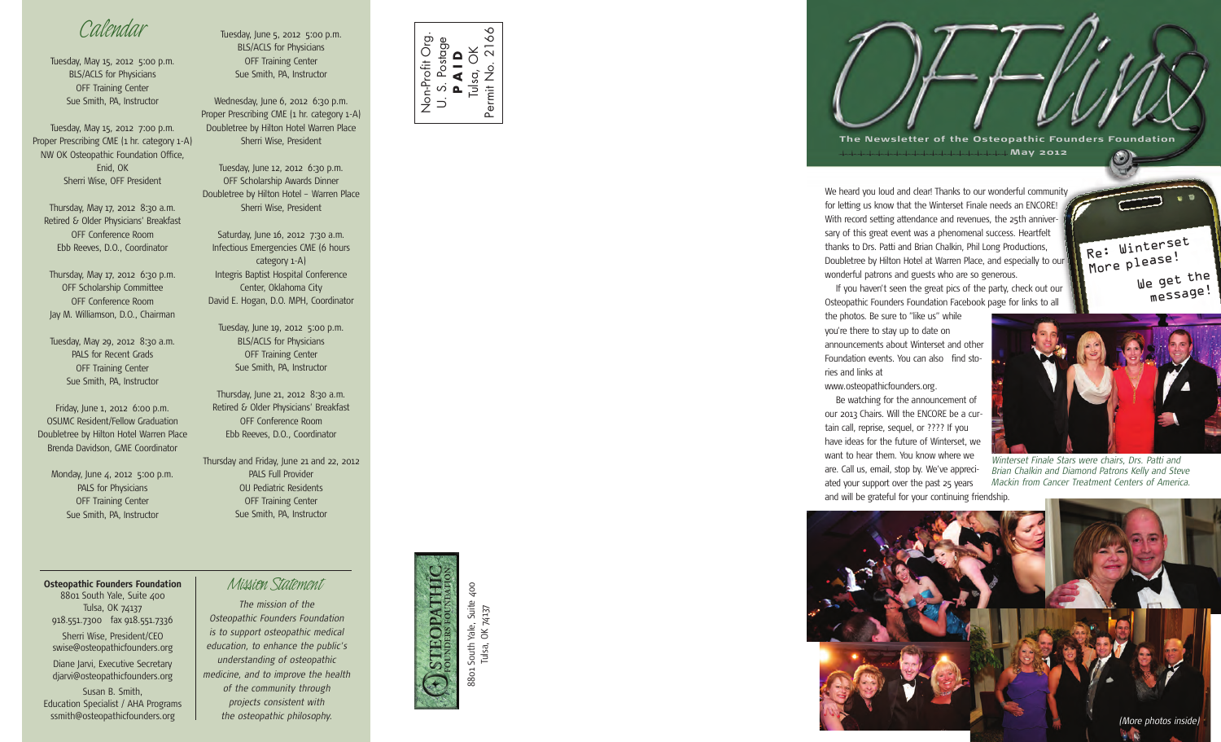# Calendar

Tuesday, May 15, 2012 5:00 p.m.
BLS/ACLS for Physicians
OFF Training Center
Sue Smith, PA, Instructor

Tuesday, May 15, 2012 7:00 p.m.
Proper Prescribing CME (1 hr. category 1-A)
NW OK Osteopathic Foundation Office, Enid, OK
Sherri Wise, OFF President

Thursday, May 17, 2012 8:30 a.m.
Retired & Older Physicians' Breakfast
OFF Conference Room
Ebb Reeves, D.O., Coordinator

Thursday, May 17, 2012 6:30 p.m.
OFF Scholarship Committee
OFF Conference Room
Jay M. Williamson, D.O., Chairman

Tuesday, May 29, 2012 8:30 a.m.
PALS for Recent Grads
OFF Training Center
Sue Smith, PA, Instructor

Friday, June 1, 2012 6:00 p.m.
OSUMC Resident/Fellow Graduation
Doubletree by Hilton Hotel Warren Place
Brenda Davidson, GME Coordinator

Monday, June 4, 2012 5:00 p.m.
PALS for Physicians
OFF Training Center
Sue Smith, PA, Instructor

Tuesday, June 5, 2012 5:00 p.m.
BLS/ACLS for Physicians
OFF Training Center
Sue Smith, PA, Instructor

Wednesday, June 6, 2012 6:30 p.m.
Proper Prescribing CME (1 hr. category 1-A)
Doubletree by Hilton Hotel Warren Place
Sherri Wise, President

Tuesday, June 12, 2012 6:30 p.m.
OFF Scholarship Awards Dinner
Doubletree by Hilton Hotel – Warren Place
Sherri Wise, President

Saturday, June 16, 2012 7:30 a.m.
Infectious Emergencies CME (6 hours category 1-A)
Integris Baptist Hospital Conference Center, Oklahoma City
David E. Hogan, D.O. MPH, Coordinator

Tuesday, June 19, 2012 5:00 p.m.
BLS/ACLS for Physicians
OFF Training Center
Sue Smith, PA, Instructor

Thursday, June 21, 2012 8:30 a.m.
Retired & Older Physicians' Breakfast
OFF Conference Room
Ebb Reeves, D.O., Coordinator

Thursday and Friday, June 21 and 22, 2012
PALS Full Provider
OU Pediatric Residents
OFF Training Center
Sue Smith, PA, Instructor

**Osteopathic Founders Foundation**
8801 South Yale, Suite 400
Tulsa, OK 74137
918.551.7300 fax 918.551.7336

Sherri Wise, President/CEO
swise@osteopathicfounders.org

Diane Jarvi, Executive Secretary
djarvi@osteopathicfounders.org

Susan B. Smith,
Education Specialist / AHA Programs
ssmith@osteopathicfounders.org

## Mission Statement

*The mission of the Osteopathic Founders Foundation is to support osteopathic medical education, to enhance the public's understanding of osteopathic medicine, and to improve the health of the community through projects consistent with the osteopathic philosophy.*

Non-Profit Org.
U. S. Postage
**PAID**
Tulsa, OK
Permit No. 2166

OSTEOPATHIC FOUNDERS FOUNDATION
8801 South Yale, Suite 400
Tulsa, OK 74137

# OFFlines

**The Newsletter of the Osteopathic Founders Foundation**
**May 2012**

Re: Winterset More please!
We get the message!

We heard you loud and clear! Thanks to our wonderful community for letting us know that the Winterset Finale needs an ENCORE! With record setting attendance and revenues, the 25th anniversary of this great event was a phenomenal success. Heartfelt thanks to Drs. Patti and Brian Chalkin, Phil Long Productions, Doubletree by Hilton Hotel at Warren Place, and especially to our wonderful patrons and guests who are so generous.

If you haven't seen the great pics of the party, check out our Osteopathic Founders Foundation Facebook page for links to all the photos. Be sure to "like us" while you're there to stay up to date on announcements about Winterset and other Foundation events. You can also find stories and links at www.osteopathicfounders.org.

Be watching for the announcement of our 2013 Chairs. Will the ENCORE be a curtain call, reprise, sequel, or ???? If you have ideas for the future of Winterset, we want to hear them. You know where we are. Call us, email, stop by. We've appreciated your support over the past 25 years and will be grateful for your continuing friendship.

*Winterset Finale Stars were chairs, Drs. Patti and Brian Chalkin and Diamond Patrons Kelly and Steve Mackin from Cancer Treatment Centers of America.*

*(More photos inside)*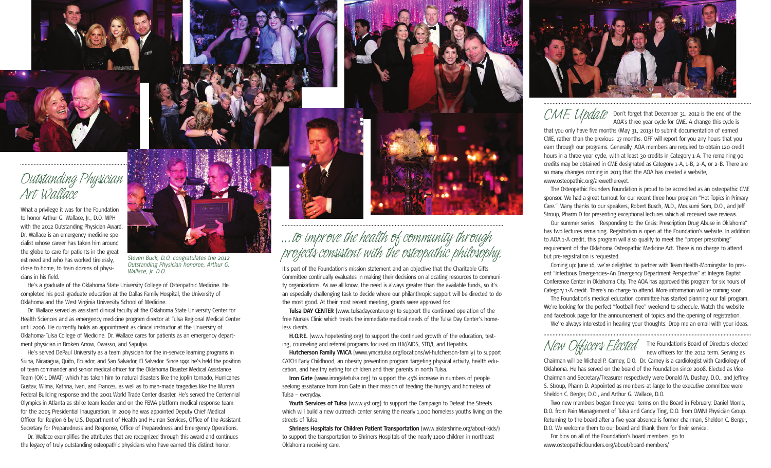## Outstanding Physician Art Wallace

What a privilege it was for the Foundation to honor Arthur G. Wallace, Jr., D.O. MPH with the 2012 Outstanding Physician Award. Dr. Wallace is an emergency medicine specialist whose career has taken him around the globe to care for patients in the greatest need and who has worked tirelessly, close to home, to train dozens of physicians in his field.

*Steven Buck, D.O. congratulates the 2012 Outstanding Physician honoree, Arthur G. Wallace, Jr. D.O.*

He's a graduate of the Oklahoma State University College of Osteopathic Medicine. He completed his post-graduate education at the Dallas Family Hospital, the University of Oklahoma and the West Virginia University School of Medicine.

Dr. Wallace served as assistant clinical faculty at the Oklahoma State University Center for Health Sciences and as emergency medicine program director at Tulsa Regional Medical Center until 2006. He currently holds an appointment as clinical instructor at the University of Oklahoma-Tulsa College of Medicine. Dr. Wallace cares for patients as an emergency department physician in Broken Arrow, Owasso, and Sapulpa.

He's served DePaul University as a team physician for the in-service learning programs in Siuna, Nicaragua, Quito, Ecuador, and San Salvador, El Salvador. Since 1991 he's held the position of team commander and senior medical officer for the Oklahoma Disaster Medical Assistance Team (OK-1 DMAT) which has taken him to natural disasters like the Joplin tornado, Hurricanes Gustav, Wilma, Katrina, Ivan, and Frances, as well as to man-made tragedies like the Murrah Federal Building response and the 2001 World Trade Center disaster. He's served the Centennial Olympics in Atlanta as strike team leader and on the FEMA platform medical response team for the 2005 Presidential Inauguration. In 2009 he was appointed Deputy Chief Medical Officer for Region 6 by U.S. Department of Health and Human Services, Office of the Assistant Secretary for Preparedness and Response, Office of Preparedness and Emergency Operations.

Dr. Wallace exemplifies the attributes that are recognized through this award and continues the legacy of truly outstanding osteopathic physicians who have earned this distinct honor.

## ...to improve the health of community through projects consistent with the osteopathic philosophy.

It's part of the Foundation's mission statement and an objective that the Charitable Gifts Committee continually evaluates in making their decisions on allocating resources to community organizations. As we all know, the need is always greater than the available funds, so it's an especially challenging task to decide where our philanthropic support will be directed to do the most good. At their most recent meeting, grants were approved for:

**Tulsa DAY CENTER** (www.tulsadaycenter.org) to support the continued operation of the free Nurses Clinic which treats the immediate medical needs of the Tulsa Day Center's homeless clients.

**H.O.P.E.** (www.hopetesting.org) to support the continued growth of the education, testing, counseling and referral programs focused on HIV/AIDS, STD/I, and Hepatitis.

**Hutcherson Family YMCA** (www.ymcatulsa.org/locations/wl-hutcherson-family) to support CATCH Early Childhood, an obesity prevention program targeting physical activity, health education, and healthy eating for children and their parents in north Tulsa.

**Iron Gate** (www.irongatetulsa.org) to support the 45% increase in numbers of people seeking assistance from Iron Gate in their mission of feeding the hungry and homeless of Tulsa – everyday.

**Youth Services of Tulsa** (www.yst.org) to support the Campaign to Defeat the Streets which will build a new outreach center serving the nearly 1,000 homeless youths living on the streets of Tulsa.

**Shriners Hospitals for Children Patient Transportation** (www.akdarshrine.org/about-kids/) to support the transportation to Shriners Hospitals of the nearly 1200 children in northeast Oklahoma receiving care.

## CME Update

Don't forget that December 31, 2012 is the end of the AOA's three year cycle for CME. A change this cycle is that you only have five months (May 31, 2013) to submit documentation of earned CME, rather than the previous 17 months. OFF will report for you any hours that you earn through our programs. Generally, AOA members are required to obtain 120 credit hours in a three-year cycle, with at least 30 credits in Category 1-A. The remaining 90 credits may be obtained in CME designated as Category 1-A, 1-B, 2-A, or 2-B. There are so many changes coming in 2013 that the AOA has created a website, www.osteopathic.org/arewethereyet.

The Osteopathic Founders Foundation is proud to be accredited as an osteopathic CME sponsor. We had a great turnout for our recent three hour program "Hot Topics in Primary Care." Many thanks to our speakers, Robert Busch, M.D., Mousumi Som, D.O., and Jeff Stroup, Pharm D for presenting exceptional lectures which all received rave reviews.

Our summer series, "Responding to the Crisis: Prescription Drug Abuse in Oklahoma" has two lectures remaining. Registration is open at the Foundation's website. In addition to AOA 1-A credit, this program will also qualify to meet the "proper prescribing" requirement of the Oklahoma Osteopathic Medicine Act. There is no charge to attend but pre-registration is requested.

Coming up: June 16, we're delighted to partner with Team Health-Morningstar to present "Infectious Emergencies–An Emergency Department Perspective" at Integris Baptist Conference Center in Oklahoma City. The AOA has approved this program for six hours of Category 1-A credit. There's no charge to attend. More information will be coming soon.

The Foundation's medical education committee has started planning our fall program. We're looking for the perfect "football-free" weekend to schedule. Watch the website and facebook page for the announcement of topics and the opening of registration.

We're always interested in hearing your thoughts. Drop me an email with your ideas.

## New Officers Elected

The Foundation's Board of Directors elected new officers for the 2012 term. Serving as Chairman will be Michael P. Carney, D.O. Dr. Carney is a cardiologist with Cardiology of Oklahoma. He has served on the board of the Foundation since 2008. Elected as Vice-Chairman and Secretary/Treasurer respectively were Donald M. Dushay, D.O., and Jeffrey S. Stroup, Pharm D. Appointed as members-at-large to the executive committee were Sheldon C. Berger, D.O., and Arthur G. Wallace, D.O.

Two new members began three year terms on the Board in February: Daniel Morris, D.O. from Pain Management of Tulsa and Candy Ting, D.O. from OMNI Physician Group. Returning to the board after a five year absence is former chairman, Sheldon C. Berger, D.O. We welcome them to our board and thank them for their service.

For bios on all of the Foundation's board members, go to www.osteopathicfounders.org/about/board-members/